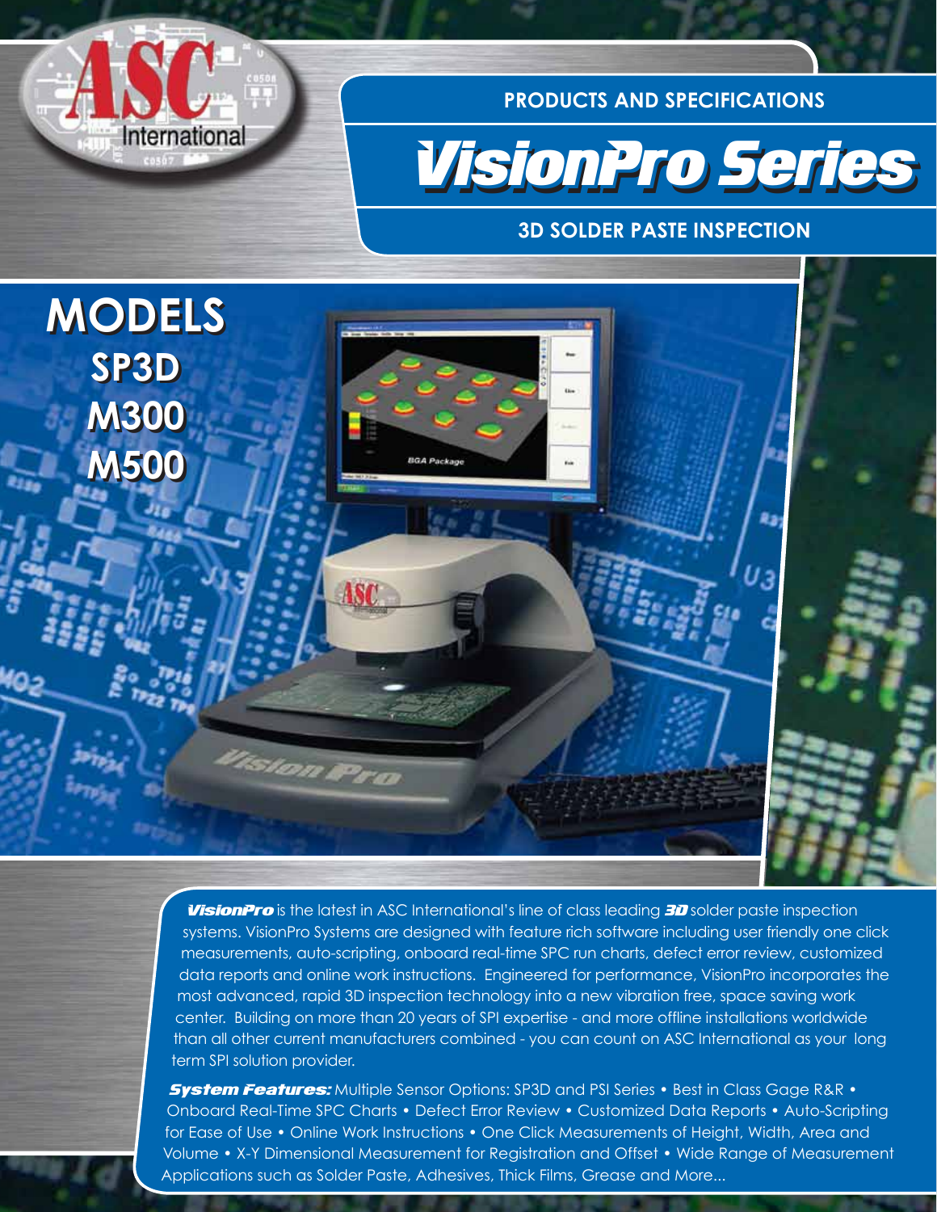PRODUCTS AND SPECIFICATIONS

# VisionPro Series

## 3D SOLDER PASTE INSPECTION

## MODELS

**SP3D**

**M300**

**M500**

***VisionPro*** is the latest in ASC International's line of class leading ***3D*** solder paste inspection systems. VisionPro Systems are designed with feature rich software including user friendly one click measurements, auto-scripting, onboard real-time SPC run charts, defect error review, customized data reports and online work instructions. Engineered for performance, VisionPro incorporates the most advanced, rapid 3D inspection technology into a new vibration free, space saving work center. Building on more than 20 years of SPI expertise - and more offline installations worldwide than all other current manufacturers combined - you can count on ASC International as your long term SPI solution provider.

***System Features:*** Multiple Sensor Options: SP3D and PSI Series • Best in Class Gage R&R • Onboard Real-Time SPC Charts • Defect Error Review • Customized Data Reports • Auto-Scripting for Ease of Use • Online Work Instructions • One Click Measurements of Height, Width, Area and Volume • X-Y Dimensional Measurement for Registration and Offset • Wide Range of Measurement Applications such as Solder Paste, Adhesives, Thick Films, Grease and More...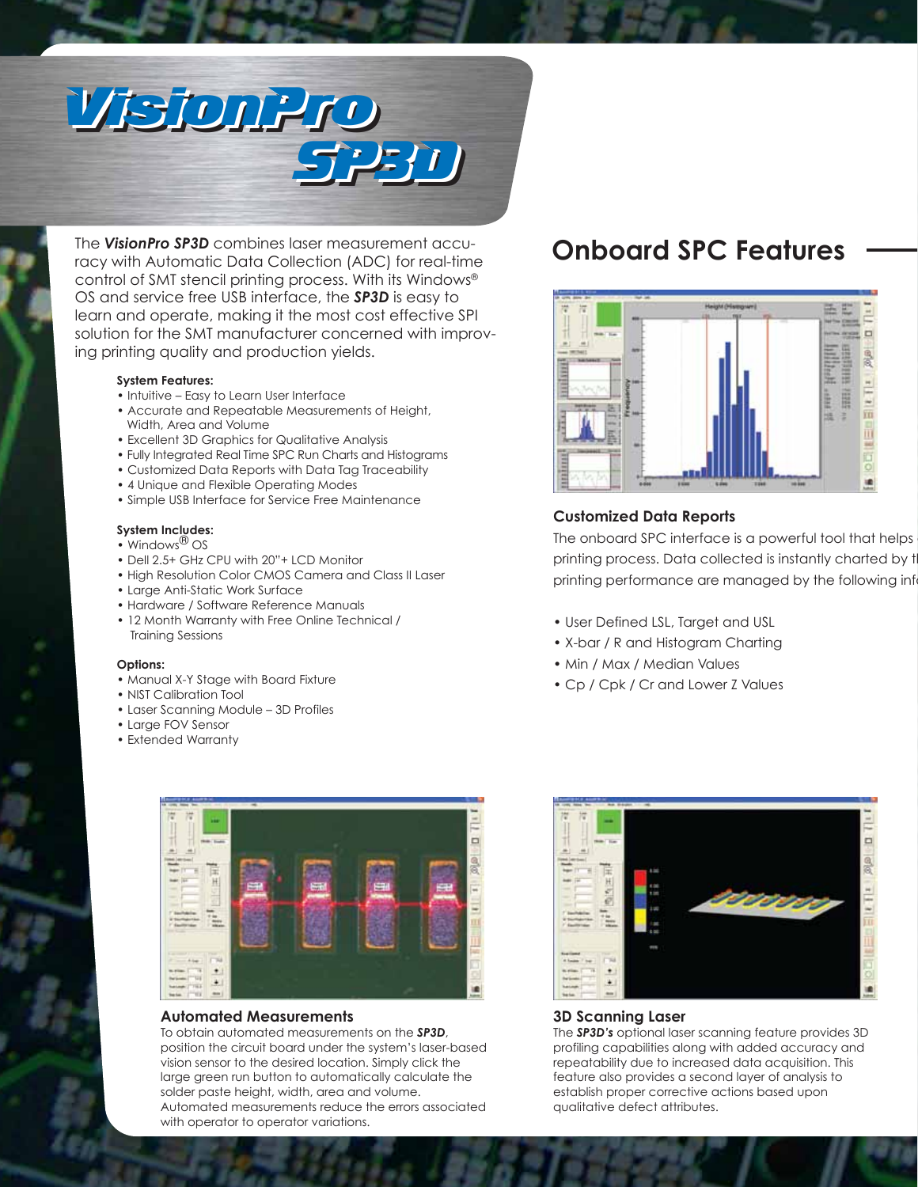# VisionPro SP3D

The ***VisionPro SP3D*** combines laser measurement accuracy with Automatic Data Collection (ADC) for real-time control of SMT stencil printing process. With its Windows® OS and service free USB interface, the ***SP3D*** is easy to learn and operate, making it the most cost effective SPI solution for the SMT manufacturer concerned with improving printing quality and production yields.

**System Features:**

- Intuitive – Easy to Learn User Interface
- Accurate and Repeatable Measurements of Height, Width, Area and Volume
- Excellent 3D Graphics for Qualitative Analysis
- Fully Integrated Real Time SPC Run Charts and Histograms
- Customized Data Reports with Data Tag Traceability
- 4 Unique and Flexible Operating Modes
- Simple USB Interface for Service Free Maintenance

**System Includes:**

- Windows® OS
- Dell 2.5+ GHz CPU with 20"+ LCD Monitor
- High Resolution Color CMOS Camera and Class II Laser
- Large Anti-Static Work Surface
- Hardware / Software Reference Manuals
- 12 Month Warranty with Free Online Technical / Training Sessions

**Options:**

- Manual X-Y Stage with Board Fixture
- NIST Calibration Tool
- Laser Scanning Module – 3D Profiles
- Large FOV Sensor
- Extended Warranty

## Onboard SPC Features

### Customized Data Reports

The onboard SPC interface is a powerful tool that helps printing process. Data collected is instantly charted by t printing performance are managed by the following inf

- User Defined LSL, Target and USL
- X-bar / R and Histogram Charting
- Min / Max / Median Values
- Cp / Cpk / Cr and Lower Z Values

### Automated Measurements

To obtain automated measurements on the ***SP3D***, position the circuit board under the system's laser-based vision sensor to the desired location. Simply click the large green run button to automatically calculate the solder paste height, width, area and volume. Automated measurements reduce the errors associated with operator to operator variations.

### 3D Scanning Laser

The ***SP3D's*** optional laser scanning feature provides 3D profiling capabilities along with added accuracy and repeatability due to increased data acquisition. This feature also provides a second layer of analysis to establish proper corrective actions based upon qualitative defect attributes.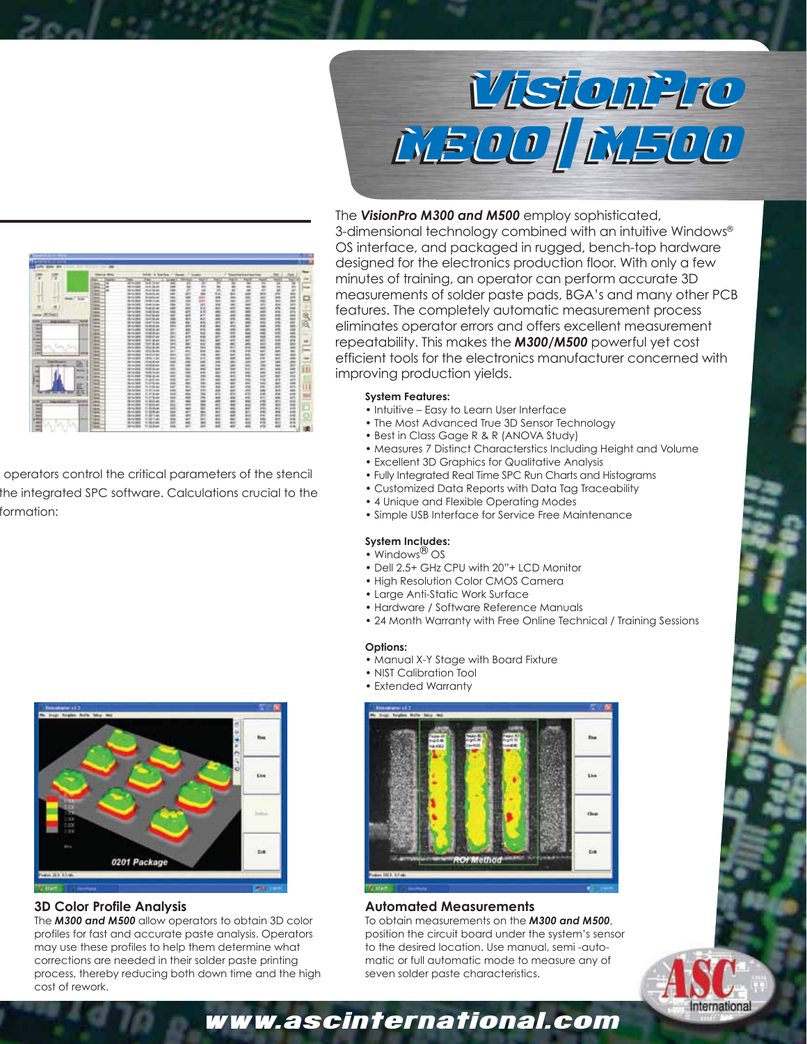# VisionPro M300 | M500

The ***VisionPro M300 and M500*** employ sophisticated, 3-dimensional technology combined with an intuitive Windows® OS interface, and packaged in rugged, bench-top hardware designed for the electronics production floor. With only a few minutes of training, an operator can perform accurate 3D measurements of solder paste pads, BGA's and many other PCB features. The completely automatic measurement process eliminates operator errors and offers excellent measurement repeatability. This makes the ***M300/M500*** powerful yet cost efficient tools for the electronics manufacturer concerned with improving production yields.

**System Features:**

- Intuitive – Easy to Learn User Interface
- The Most Advanced True 3D Sensor Technology
- Best in Class Gage R & R (ANOVA Study)
- Measures 7 Distinct Characterstics Including Height and Volume
- Excellent 3D Graphics for Qualitative Analysis
- Fully Integrated Real Time SPC Run Charts and Histograms
- Customized Data Reports with Data Tag Traceability
- 4 Unique and Flexible Operating Modes
- Simple USB Interface for Service Free Maintenance

**System Includes:**

- Windows® OS
- Dell 2.5+ GHz CPU with 20"+ LCD Monitor
- High Resolution Color CMOS Camera
- Large Anti-Static Work Surface
- Hardware / Software Reference Manuals
- 24 Month Warranty with Free Online Technical / Training Sessions

**Options:**

- Manual X-Y Stage with Board Fixture
- NIST Calibration Tool
- Extended Warranty

operators control the critical parameters of the stencil the integrated SPC software. Calculations crucial to the formation:

### 3D Color Profile Analysis

The ***M300 and M500*** allow operators to obtain 3D color profiles for fast and accurate paste analysis. Operators may use these profiles to help them determine what corrections are needed in their solder paste printing process, thereby reducing both down time and the high cost of rework.

### Automated Measurements

To obtain measurements on the ***M300 and M500***, position the circuit board under the system's sensor to the desired location. Use manual, semi -automatic or full automatic mode to measure any of seven solder paste characteristics.

www.ascinternational.com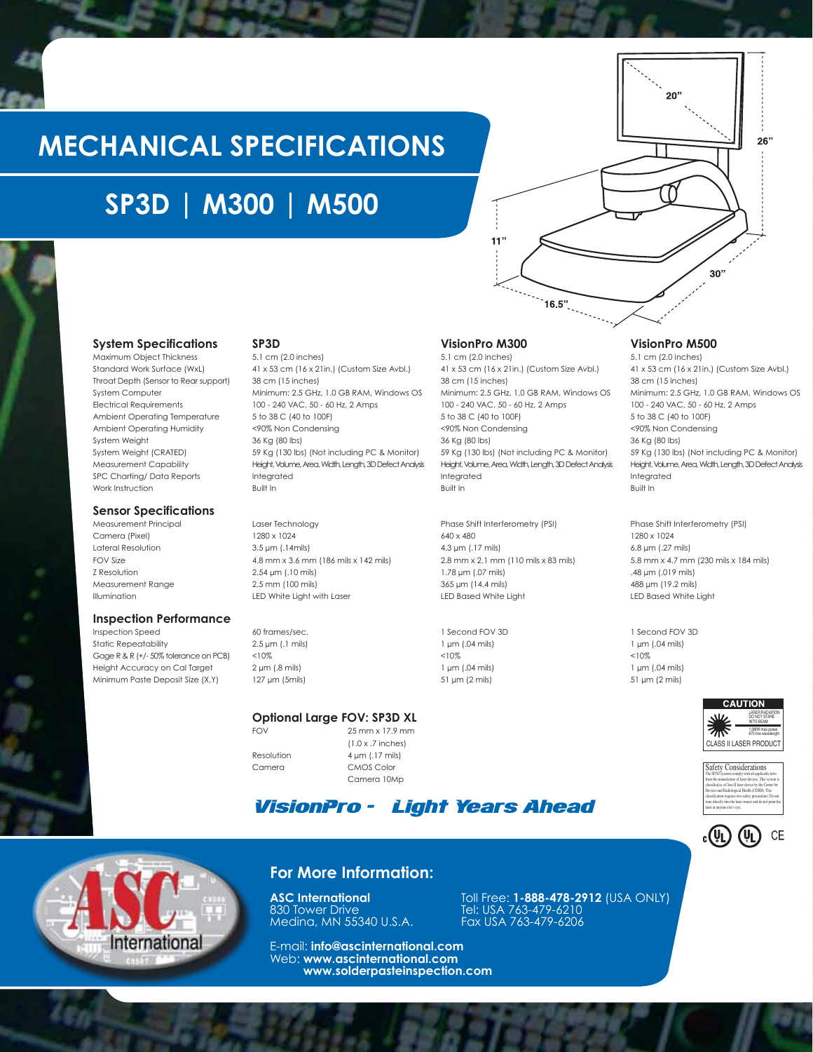# MECHANICAL SPECIFICATIONS

## SP3D | M300 | M500

20”
26”
11”
30”
16.5”

| System Specifications | SP3D | VisionPro M300 | VisionPro M500 |
|---|---|---|---|
| Maximum Object Thickness | 5.1 cm (2.0 inches) | 5.1 cm (2.0 inches) | 5.1 cm (2.0 inches) |
| Standard Work Surface (WxL) | 41 x 53 cm (16 x 21in.) (Custom Size Avbl.) | 41 x 53 cm (16 x 21in.) (Custom Size Avbl.) | 41 x 53 cm (16 x 21in.) (Custom Size Avbl.) |
| Throat Depth (Sensor to Rear support) | 38 cm (15 inches) | 38 cm (15 inches) | 38 cm (15 inches) |
| System Computer | Minimum: 2.5 GHz, 1.0 GB RAM, Windows OS | Minimum: 2.5 GHz, 1.0 GB RAM, Windows OS | Minimum: 2.5 GHz, 1.0 GB RAM, Windows OS |
| Electrical Requirements | 100 - 240 VAC, 50 - 60 Hz, 2 Amps | 100 - 240 VAC, 50 - 60 Hz, 2 Amps | 100 - 240 VAC, 50 - 60 Hz, 2 Amps |
| Ambient Operating Temperature | 5 to 38 C (40 to 100F) | 5 to 38 C (40 to 100F) | 5 to 38 C (40 to 100F) |
| Ambient Operating Humidity | <90% Non Condensing | <90% Non Condensing | <90% Non Condensing |
| System Weight | 36 Kg (80 lbs) | 36 Kg (80 lbs) | 36 Kg (80 lbs) |
| System Weight (CRATED) | 59 Kg (130 lbs) (Not including PC & Monitor) | 59 Kg (130 lbs) (Not including PC & Monitor) | 59 Kg (130 lbs) (Not including PC & Monitor) |
| Measurement Capability | Height, Volume, Area, Width, Length, 3D Defect Analysis | Height, Volume, Area, Width, Length, 3D Defect Analysis | Height, Volume, Area, Width, Length, 3D Defect Analysis |
| SPC Charting/ Data Reports | Integrated | Integrated | Integrated |
| Work Instruction | Built In | Built In | Built In |
| **Sensor Specifications** | | | |
| Measurement Principal | Laser Technology | Phase Shift Interferometry (PSI) | Phase Shift Interferometry (PSI) |
| Camera (Pixel) | 1280 x 1024 | 640 x 480 | 1280 x 1024 |
| Lateral Resolution | 3.5 µm (.14mils) | 4.3 µm (.17 mils) | 6.8 µm (.27 mils) |
| FOV Size | 4.8 mm x 3.6 mm (186 mils x 142 mils) | 2.8 mm x 2.1 mm (110 mils x 83 mils) | 5.8 mm x 4.7 mm (230 mils x 184 mils) |
| Z Resolution | 2.54 µm (.10 mils) | 1.78 µm (.07 mils) | .48 µm (.019 mils) |
| Measurement Range | 2.5 mm (100 mils) | 365 µm (14.4 mils) | 488 µm (19.2 mils) |
| Illumination | LED White Light with Laser | LED Based White Light | LED Based White Light |
| **Inspection Performance** | | | |
| Inspection Speed | 60 frames/sec. | 1 Second FOV 3D | 1 Second FOV 3D |
| Static Repeatability | 2.5 µm (.1 mils) | 1 µm (.04 mils) | 1 µm (.04 mils) |
| Gage R & R (+/- 50% tolerance on PCB) | <10% | <10% | <10% |
| Height Accuracy on Cal Target | 2 µm (.8 mils) | 1 µm (.04 mils) | 1 µm (.04 mils) |
| Minimum Paste Deposit Size (X,Y) | 127 µm (5mils) | 51 µm (2 mils) | 51 µm (2 mils) |

### Optional Large FOV: SP3D XL

| | |
|---|---|
| FOV | 25 mm x 17.9 mm (1.0 x .7 inches) |
| Resolution | 4 µm (.17 mils) |
| Camera | CMOS Color Camera 10Mp |

***VisionPro - Light Years Ahead***

CAUTION
LASER RADIATION DO NOT STARE INTO BEAM
1.0MW max power 670 nm wavelength
CLASS II LASER PRODUCT

Safety Considerations
The SP3D systems comply with all applicable laws from the manufacturer of laser devices. This system is classified as a Class II laser device by the Center for Devices and Radiological Health (CDRH). This classification requires two safety precautions: Do not stare directly into the laser source and do not point the laser at anyone else's eye.

cUL UL CE

ASC International

## For More Information:

**ASC International**
830 Tower Drive
Medina, MN 55340 U.S.A.

Toll Free: **1-888-478-2912** (USA ONLY)
Tel: USA 763-479-6210
Fax USA 763-479-6206

E-mail: **info@ascinternational.com**
Web: **www.ascinternational.com**
**www.solderpasteinspection.com**